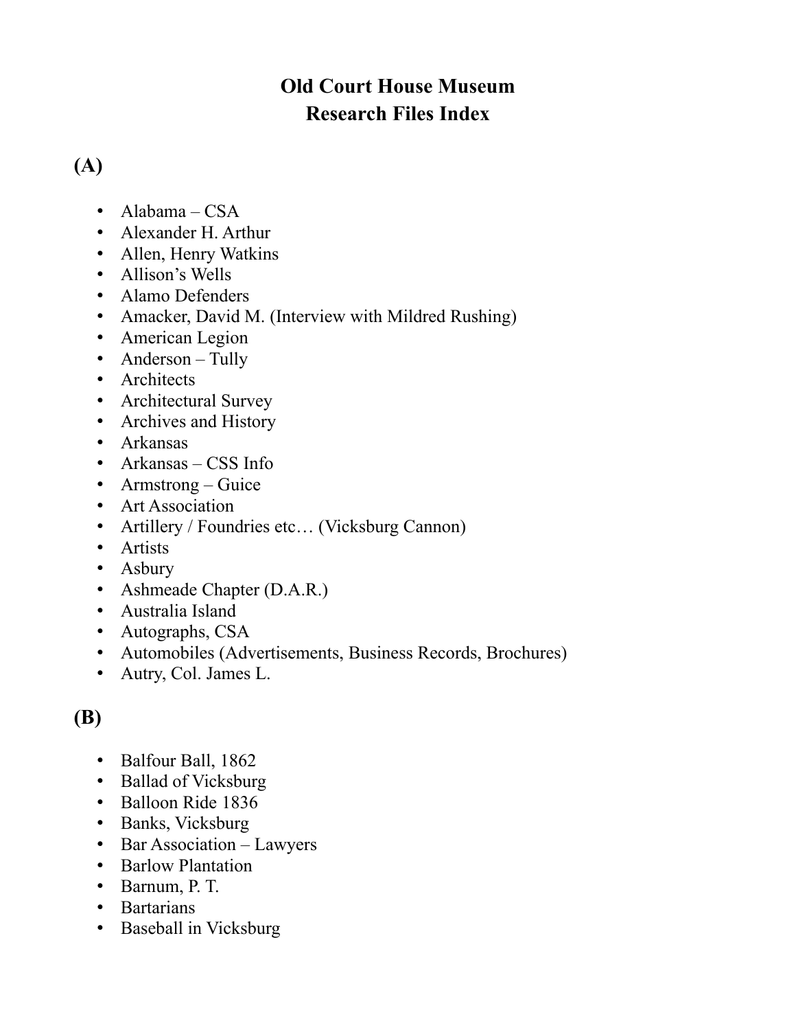# Old Court House Museum
# Research Files Index

## (A)

- Alabama – CSA
- Alexander H. Arthur
- Allen, Henry Watkins
- Allison's Wells
- Alamo Defenders
- Amacker, David M. (Interview with Mildred Rushing)
- American Legion
- Anderson – Tully
- Architects
- Architectural Survey
- Archives and History
- Arkansas
- Arkansas – CSS Info
- Armstrong – Guice
- Art Association
- Artillery / Foundries etc… (Vicksburg Cannon)
- Artists
- Asbury
- Ashmeade Chapter (D.A.R.)
- Australia Island
- Autographs, CSA
- Automobiles (Advertisements, Business Records, Brochures)
- Autry, Col. James L.

## (B)

- Balfour Ball, 1862
- Ballad of Vicksburg
- Balloon Ride 1836
- Banks, Vicksburg
- Bar Association – Lawyers
- Barlow Plantation
- Barnum, P. T.
- Bartarians
- Baseball in Vicksburg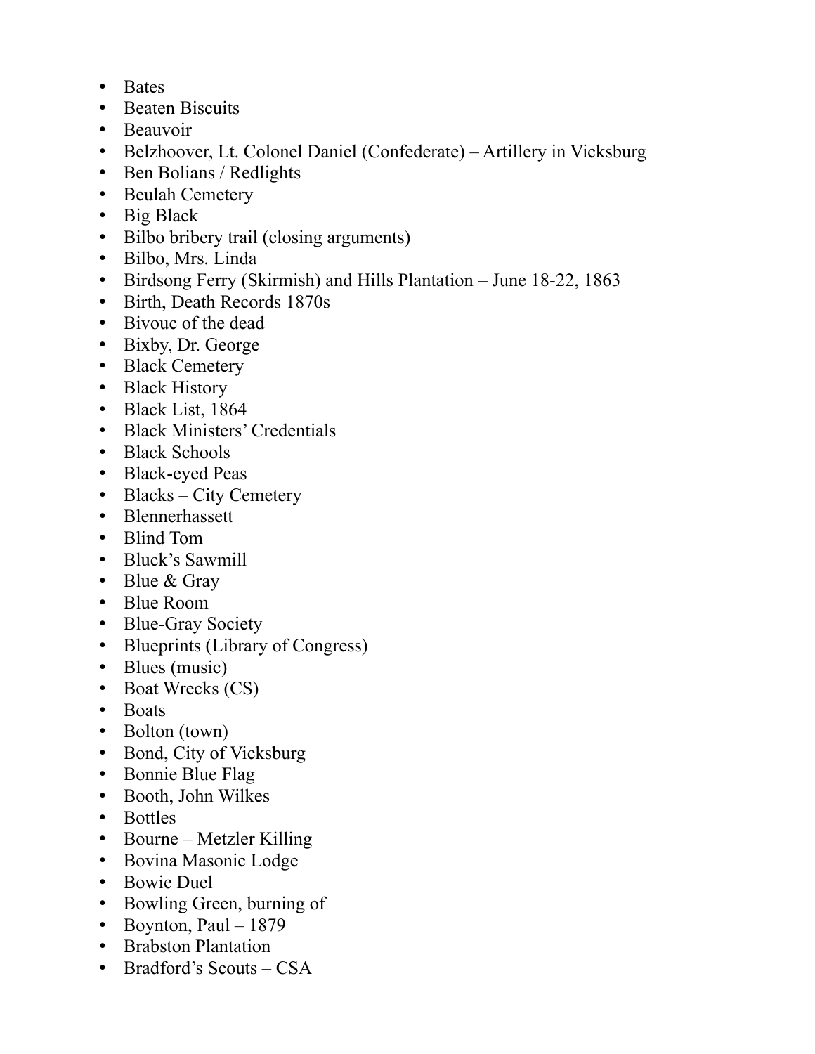- Bates
- Beaten Biscuits
- Beauvoir
- Belzhoover, Lt. Colonel Daniel (Confederate) – Artillery in Vicksburg
- Ben Bolians / Redlights
- Beulah Cemetery
- Big Black
- Bilbo bribery trail (closing arguments)
- Bilbo, Mrs. Linda
- Birdsong Ferry (Skirmish) and Hills Plantation – June 18-22, 1863
- Birth, Death Records 1870s
- Bivouc of the dead
- Bixby, Dr. George
- Black Cemetery
- Black History
- Black List, 1864
- Black Ministers' Credentials
- Black Schools
- Black-eyed Peas
- Blacks – City Cemetery
- Blennerhassett
- Blind Tom
- Bluck's Sawmill
- Blue & Gray
- Blue Room
- Blue-Gray Society
- Blueprints (Library of Congress)
- Blues (music)
- Boat Wrecks (CS)
- Boats
- Bolton (town)
- Bond, City of Vicksburg
- Bonnie Blue Flag
- Booth, John Wilkes
- Bottles
- Bourne – Metzler Killing
- Bovina Masonic Lodge
- Bowie Duel
- Bowling Green, burning of
- Boynton, Paul – 1879
- Brabston Plantation
- Bradford's Scouts – CSA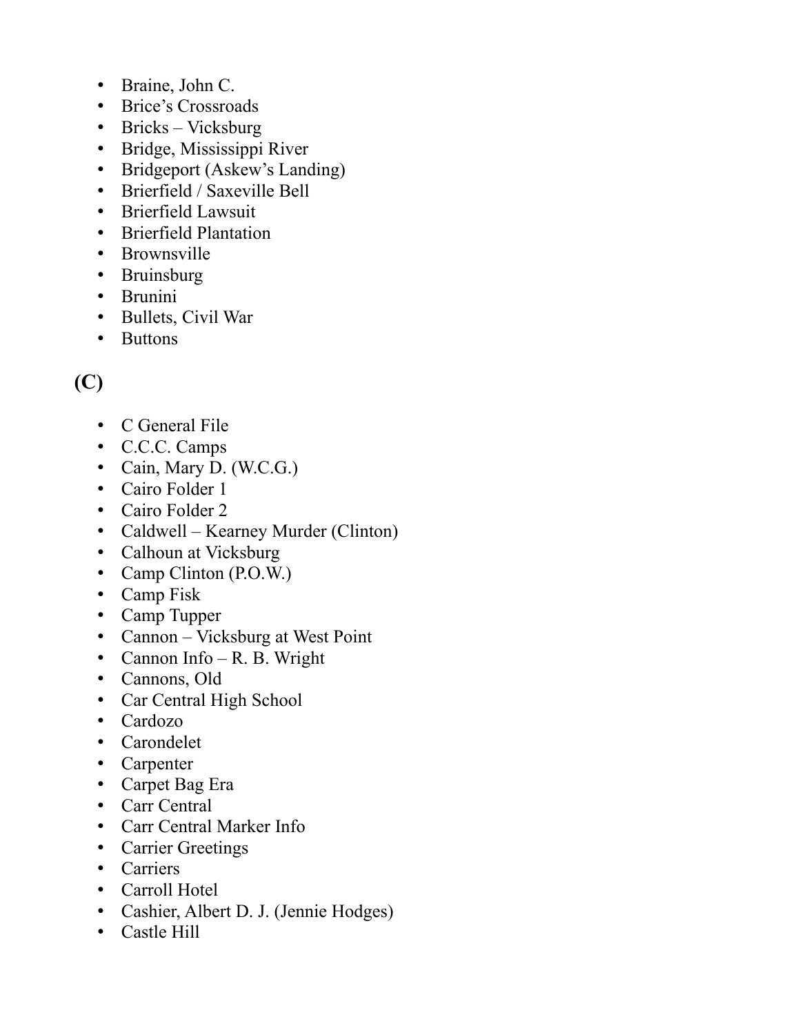- Braine, John C.
- Brice’s Crossroads
- Bricks – Vicksburg
- Bridge, Mississippi River
- Bridgeport (Askew’s Landing)
- Brierfield / Saxeville Bell
- Brierfield Lawsuit
- Brierfield Plantation
- Brownsville
- Bruinsburg
- Brunini
- Bullets, Civil War
- Buttons

## (C)

- C General File
- C.C.C. Camps
- Cain, Mary D. (W.C.G.)
- Cairo Folder 1
- Cairo Folder 2
- Caldwell – Kearney Murder (Clinton)
- Calhoun at Vicksburg
- Camp Clinton (P.O.W.)
- Camp Fisk
- Camp Tupper
- Cannon – Vicksburg at West Point
- Cannon Info – R. B. Wright
- Cannons, Old
- Car Central High School
- Cardozo
- Carondelet
- Carpenter
- Carpet Bag Era
- Carr Central
- Carr Central Marker Info
- Carrier Greetings
- Carriers
- Carroll Hotel
- Cashier, Albert D. J. (Jennie Hodges)
- Castle Hill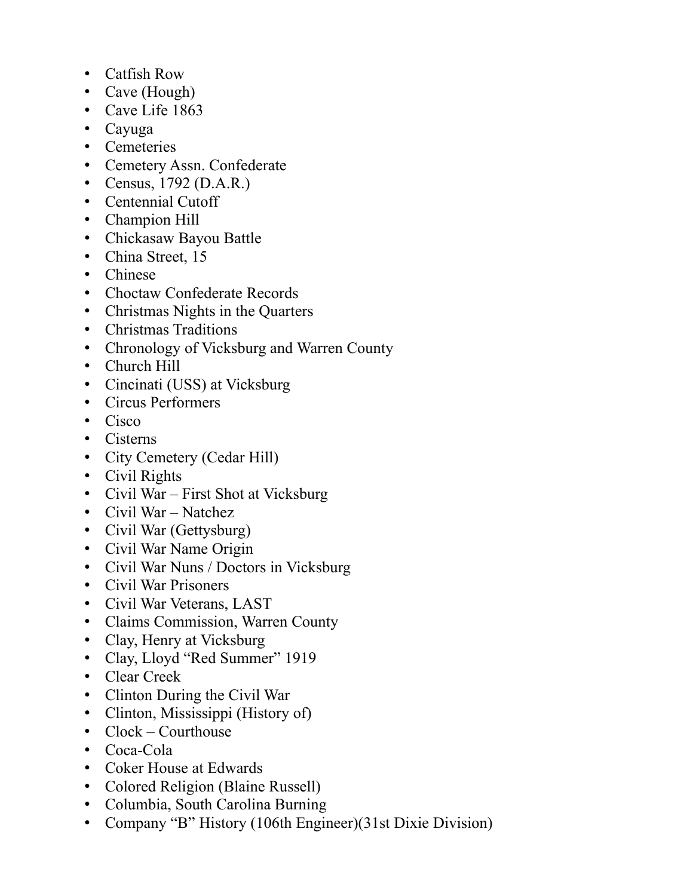- Catfish Row
- Cave (Hough)
- Cave Life 1863
- Cayuga
- Cemeteries
- Cemetery Assn. Confederate
- Census, 1792 (D.A.R.)
- Centennial Cutoff
- Champion Hill
- Chickasaw Bayou Battle
- China Street, 15
- Chinese
- Choctaw Confederate Records
- Christmas Nights in the Quarters
- Christmas Traditions
- Chronology of Vicksburg and Warren County
- Church Hill
- Cincinati (USS) at Vicksburg
- Circus Performers
- Cisco
- Cisterns
- City Cemetery (Cedar Hill)
- Civil Rights
- Civil War – First Shot at Vicksburg
- Civil War – Natchez
- Civil War (Gettysburg)
- Civil War Name Origin
- Civil War Nuns / Doctors in Vicksburg
- Civil War Prisoners
- Civil War Veterans, LAST
- Claims Commission, Warren County
- Clay, Henry at Vicksburg
- Clay, Lloyd "Red Summer" 1919
- Clear Creek
- Clinton During the Civil War
- Clinton, Mississippi (History of)
- Clock – Courthouse
- Coca-Cola
- Coker House at Edwards
- Colored Religion (Blaine Russell)
- Columbia, South Carolina Burning
- Company "B" History (106th Engineer)(31st Dixie Division)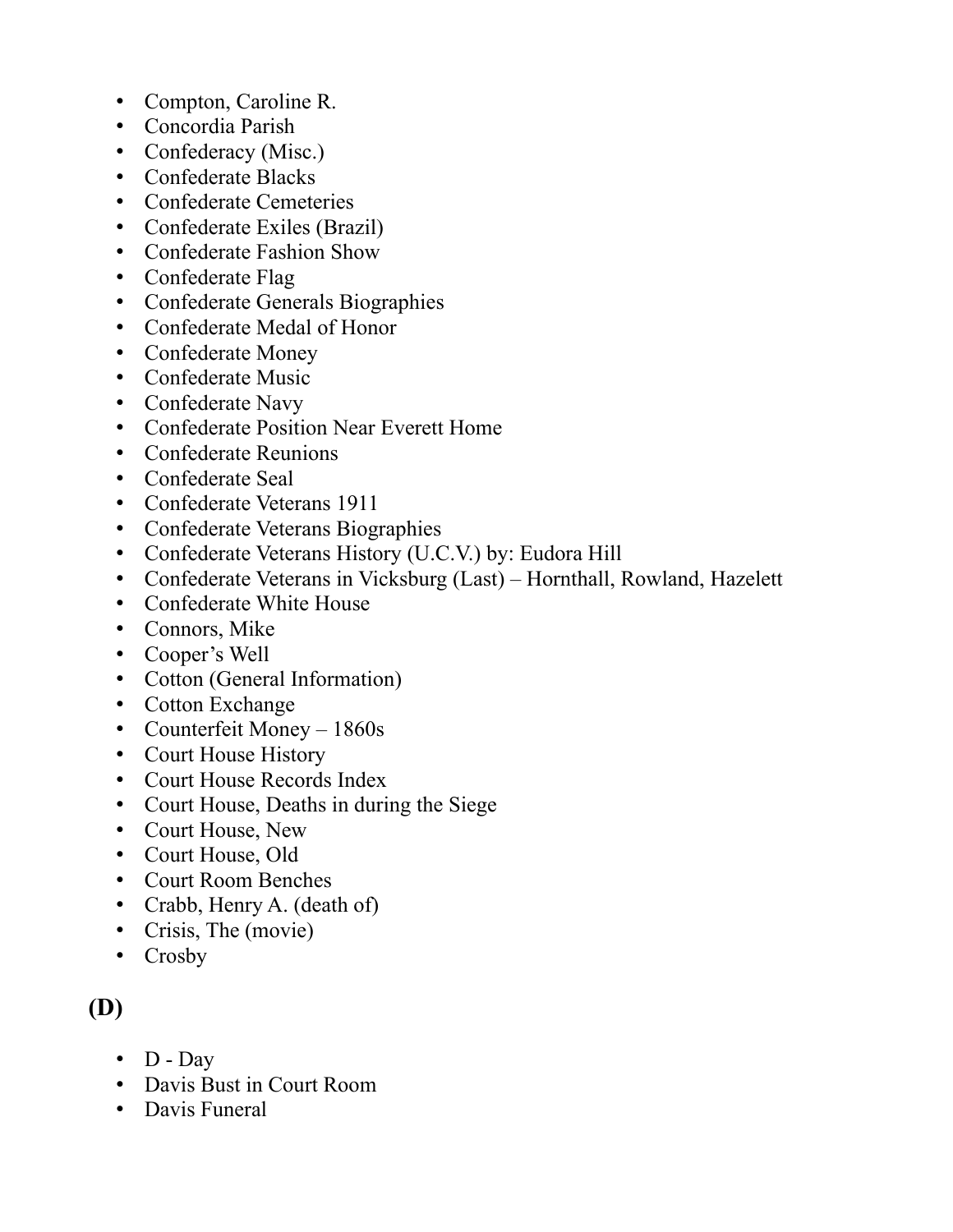- Compton, Caroline R.
- Concordia Parish
- Confederacy (Misc.)
- Confederate Blacks
- Confederate Cemeteries
- Confederate Exiles (Brazil)
- Confederate Fashion Show
- Confederate Flag
- Confederate Generals Biographies
- Confederate Medal of Honor
- Confederate Money
- Confederate Music
- Confederate Navy
- Confederate Position Near Everett Home
- Confederate Reunions
- Confederate Seal
- Confederate Veterans 1911
- Confederate Veterans Biographies
- Confederate Veterans History (U.C.V.) by: Eudora Hill
- Confederate Veterans in Vicksburg (Last) – Hornthall, Rowland, Hazelett
- Confederate White House
- Connors, Mike
- Cooper's Well
- Cotton (General Information)
- Cotton Exchange
- Counterfeit Money – 1860s
- Court House History
- Court House Records Index
- Court House, Deaths in during the Siege
- Court House, New
- Court House, Old
- Court Room Benches
- Crabb, Henry A. (death of)
- Crisis, The (movie)
- Crosby

## (D)

- D - Day
- Davis Bust in Court Room
- Davis Funeral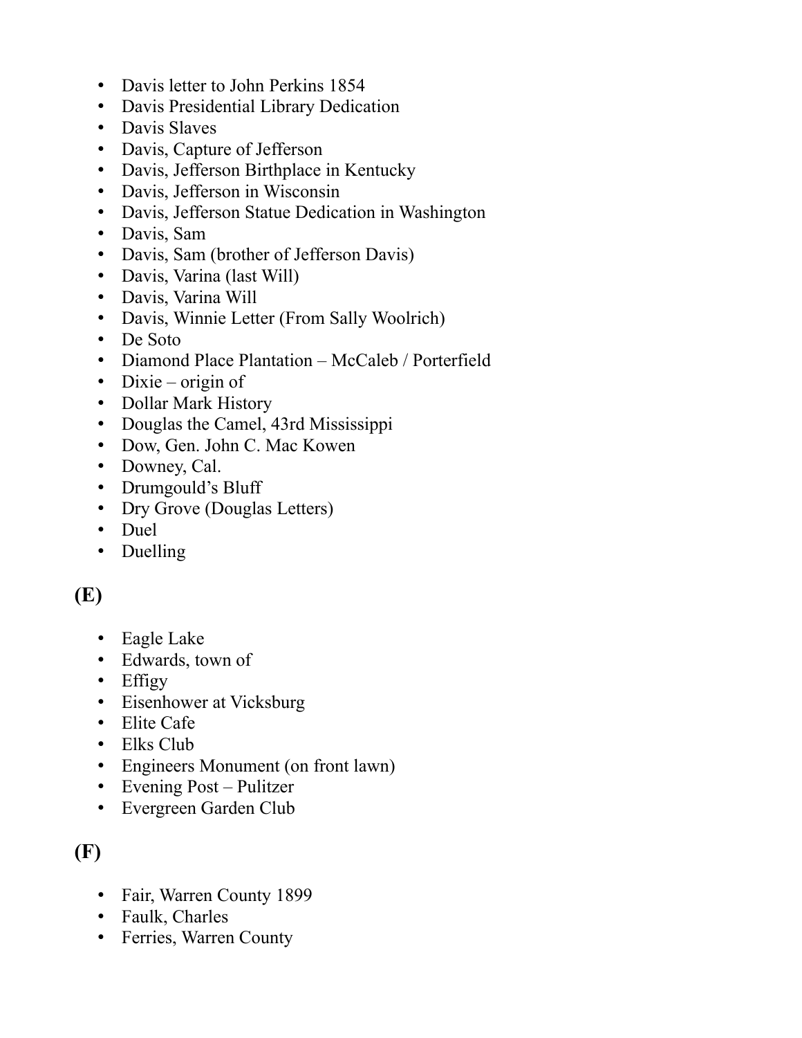- Davis letter to John Perkins 1854
- Davis Presidential Library Dedication
- Davis Slaves
- Davis, Capture of Jefferson
- Davis, Jefferson Birthplace in Kentucky
- Davis, Jefferson in Wisconsin
- Davis, Jefferson Statue Dedication in Washington
- Davis, Sam
- Davis, Sam (brother of Jefferson Davis)
- Davis, Varina (last Will)
- Davis, Varina Will
- Davis, Winnie Letter (From Sally Woolrich)
- De Soto
- Diamond Place Plantation – McCaleb / Porterfield
- Dixie – origin of
- Dollar Mark History
- Douglas the Camel, 43rd Mississippi
- Dow, Gen. John C. Mac Kowen
- Downey, Cal.
- Drumgould's Bluff
- Dry Grove (Douglas Letters)
- Duel
- Duelling

## (E)

- Eagle Lake
- Edwards, town of
- Effigy
- Eisenhower at Vicksburg
- Elite Cafe
- Elks Club
- Engineers Monument (on front lawn)
- Evening Post – Pulitzer
- Evergreen Garden Club

## (F)

- Fair, Warren County 1899
- Faulk, Charles
- Ferries, Warren County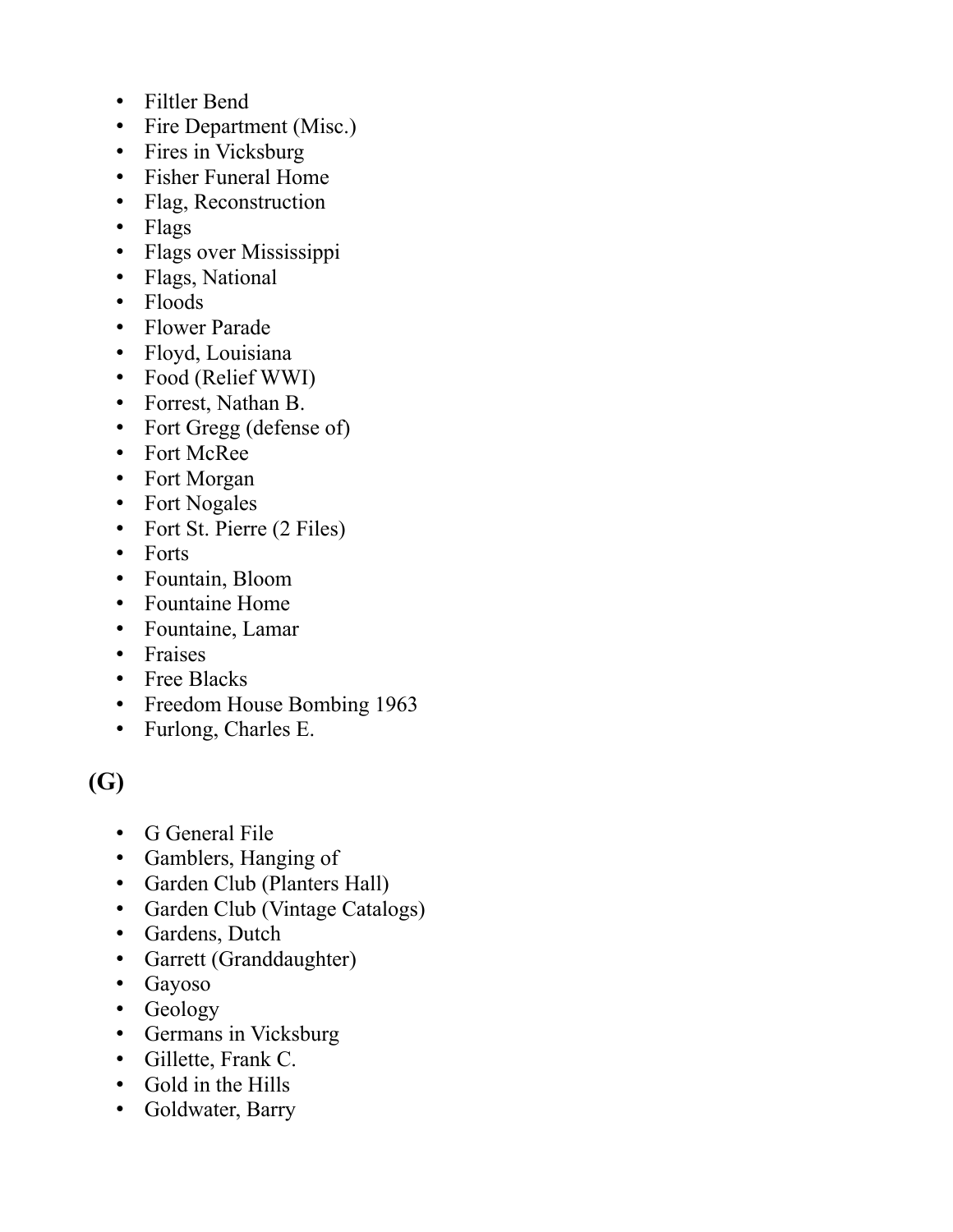- Filtler Bend
- Fire Department (Misc.)
- Fires in Vicksburg
- Fisher Funeral Home
- Flag, Reconstruction
- Flags
- Flags over Mississippi
- Flags, National
- Floods
- Flower Parade
- Floyd, Louisiana
- Food (Relief WWI)
- Forrest, Nathan B.
- Fort Gregg (defense of)
- Fort McRee
- Fort Morgan
- Fort Nogales
- Fort St. Pierre (2 Files)
- Forts
- Fountain, Bloom
- Fountaine Home
- Fountaine, Lamar
- Fraises
- Free Blacks
- Freedom House Bombing 1963
- Furlong, Charles E.

## (G)

- G General File
- Gamblers, Hanging of
- Garden Club (Planters Hall)
- Garden Club (Vintage Catalogs)
- Gardens, Dutch
- Garrett (Granddaughter)
- Gayoso
- Geology
- Germans in Vicksburg
- Gillette, Frank C.
- Gold in the Hills
- Goldwater, Barry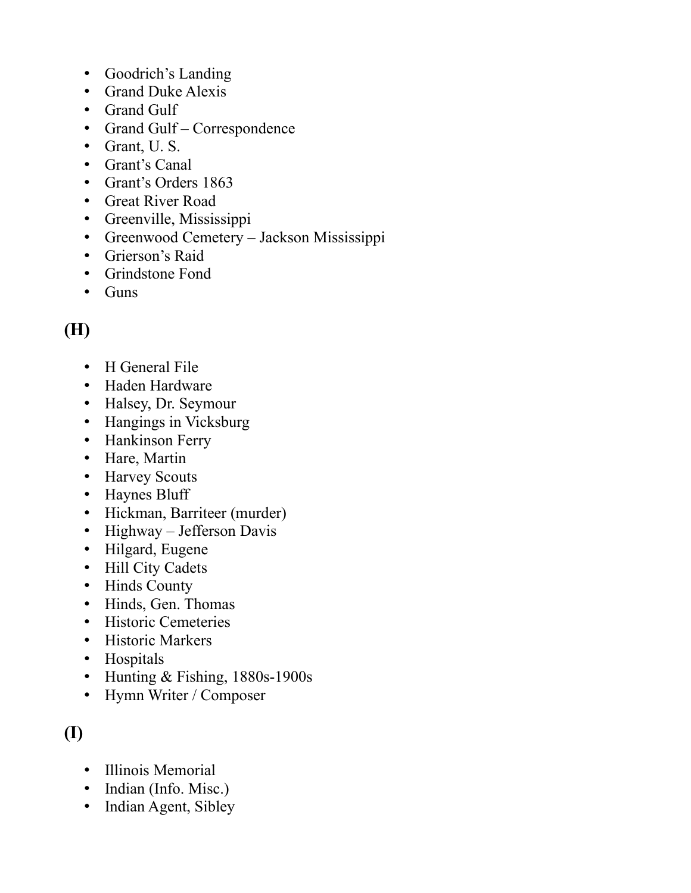- Goodrich's Landing
- Grand Duke Alexis
- Grand Gulf
- Grand Gulf – Correspondence
- Grant, U. S.
- Grant's Canal
- Grant's Orders 1863
- Great River Road
- Greenville, Mississippi
- Greenwood Cemetery – Jackson Mississippi
- Grierson's Raid
- Grindstone Fond
- Guns

## (H)

- H General File
- Haden Hardware
- Halsey, Dr. Seymour
- Hangings in Vicksburg
- Hankinson Ferry
- Hare, Martin
- Harvey Scouts
- Haynes Bluff
- Hickman, Barriteer (murder)
- Highway – Jefferson Davis
- Hilgard, Eugene
- Hill City Cadets
- Hinds County
- Hinds, Gen. Thomas
- Historic Cemeteries
- Historic Markers
- Hospitals
- Hunting & Fishing, 1880s-1900s
- Hymn Writer / Composer

## (I)

- Illinois Memorial
- Indian (Info. Misc.)
- Indian Agent, Sibley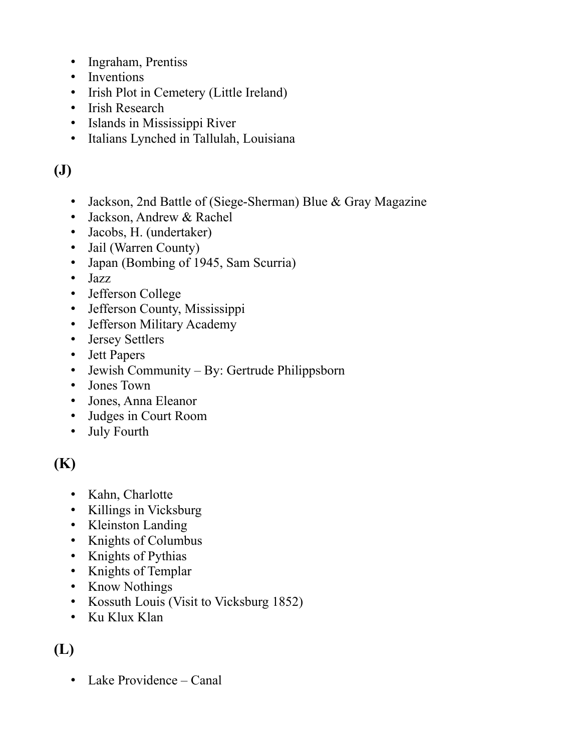- Ingraham, Prentiss
- Inventions
- Irish Plot in Cemetery (Little Ireland)
- Irish Research
- Islands in Mississippi River
- Italians Lynched in Tallulah, Louisiana

## (J)

- Jackson, 2nd Battle of (Siege-Sherman) Blue & Gray Magazine
- Jackson, Andrew & Rachel
- Jacobs, H. (undertaker)
- Jail (Warren County)
- Japan (Bombing of 1945, Sam Scurria)
- Jazz
- Jefferson College
- Jefferson County, Mississippi
- Jefferson Military Academy
- Jersey Settlers
- Jett Papers
- Jewish Community – By: Gertrude Philippsborn
- Jones Town
- Jones, Anna Eleanor
- Judges in Court Room
- July Fourth

## (K)

- Kahn, Charlotte
- Killings in Vicksburg
- Kleinston Landing
- Knights of Columbus
- Knights of Pythias
- Knights of Templar
- Know Nothings
- Kossuth Louis (Visit to Vicksburg 1852)
- Ku Klux Klan

## (L)

- Lake Providence – Canal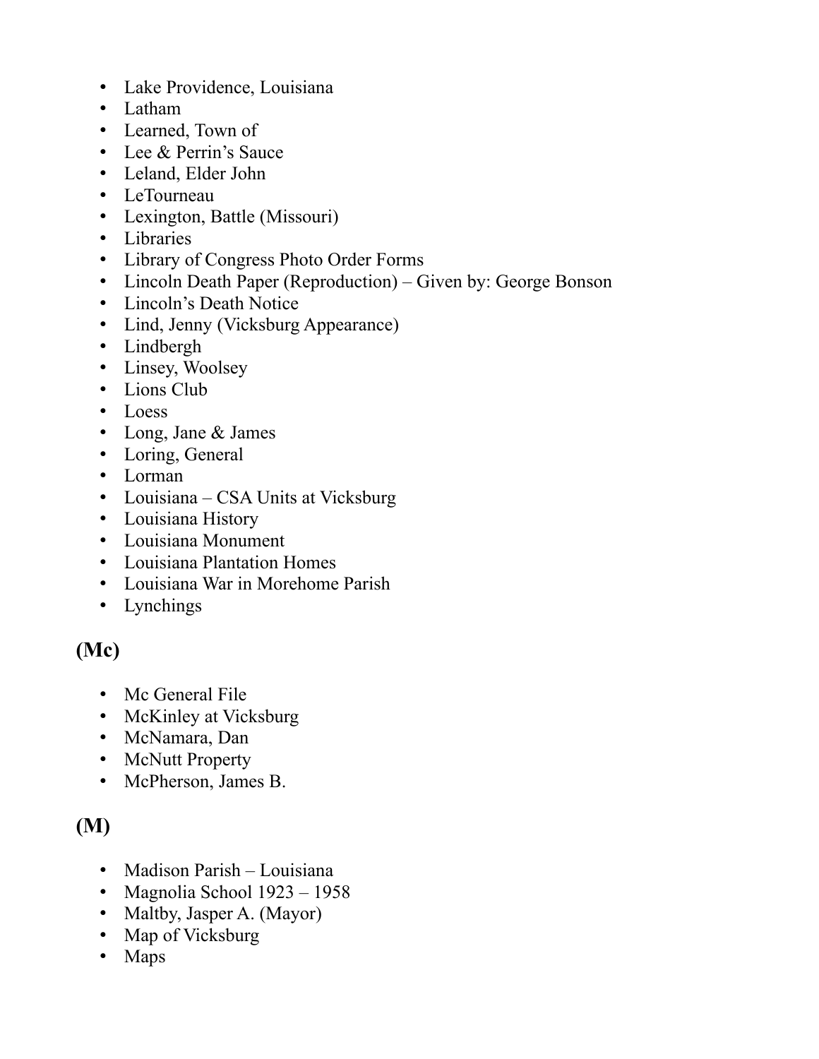- Lake Providence, Louisiana
- Latham
- Learned, Town of
- Lee & Perrin's Sauce
- Leland, Elder John
- LeTourneau
- Lexington, Battle (Missouri)
- Libraries
- Library of Congress Photo Order Forms
- Lincoln Death Paper (Reproduction) – Given by: George Bonson
- Lincoln's Death Notice
- Lind, Jenny (Vicksburg Appearance)
- Lindbergh
- Linsey, Woolsey
- Lions Club
- Loess
- Long, Jane & James
- Loring, General
- Lorman
- Louisiana – CSA Units at Vicksburg
- Louisiana History
- Louisiana Monument
- Louisiana Plantation Homes
- Louisiana War in Morehome Parish
- Lynchings

## (Mc)

- Mc General File
- McKinley at Vicksburg
- McNamara, Dan
- McNutt Property
- McPherson, James B.

## (M)

- Madison Parish – Louisiana
- Magnolia School 1923 – 1958
- Maltby, Jasper A. (Mayor)
- Map of Vicksburg
- Maps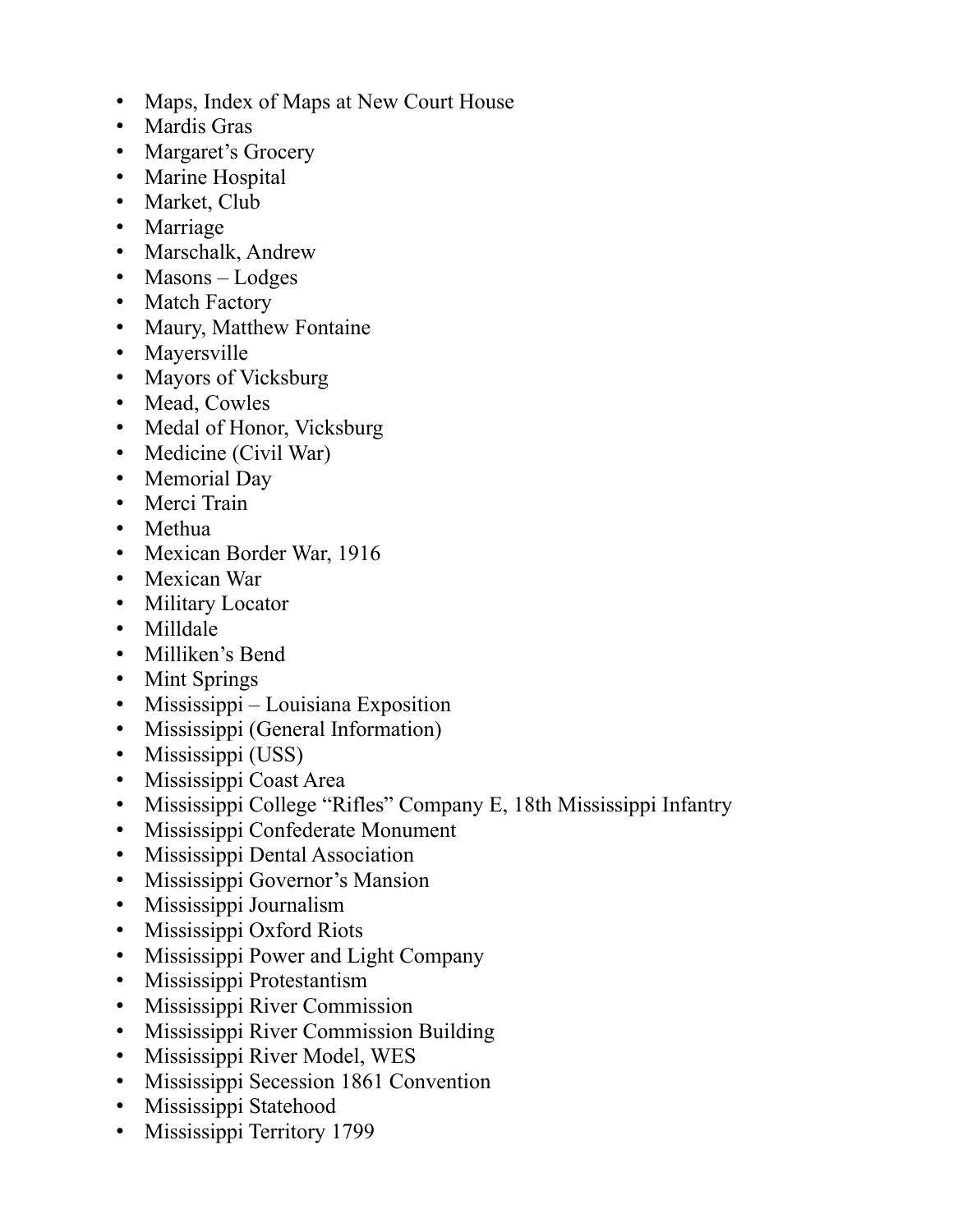- Maps, Index of Maps at New Court House
- Mardis Gras
- Margaret's Grocery
- Marine Hospital
- Market, Club
- Marriage
- Marschalk, Andrew
- Masons – Lodges
- Match Factory
- Maury, Matthew Fontaine
- Mayersville
- Mayors of Vicksburg
- Mead, Cowles
- Medal of Honor, Vicksburg
- Medicine (Civil War)
- Memorial Day
- Merci Train
- Methua
- Mexican Border War, 1916
- Mexican War
- Military Locator
- Milldale
- Milliken's Bend
- Mint Springs
- Mississippi – Louisiana Exposition
- Mississippi (General Information)
- Mississippi (USS)
- Mississippi Coast Area
- Mississippi College "Rifles" Company E, 18th Mississippi Infantry
- Mississippi Confederate Monument
- Mississippi Dental Association
- Mississippi Governor's Mansion
- Mississippi Journalism
- Mississippi Oxford Riots
- Mississippi Power and Light Company
- Mississippi Protestantism
- Mississippi River Commission
- Mississippi River Commission Building
- Mississippi River Model, WES
- Mississippi Secession 1861 Convention
- Mississippi Statehood
- Mississippi Territory 1799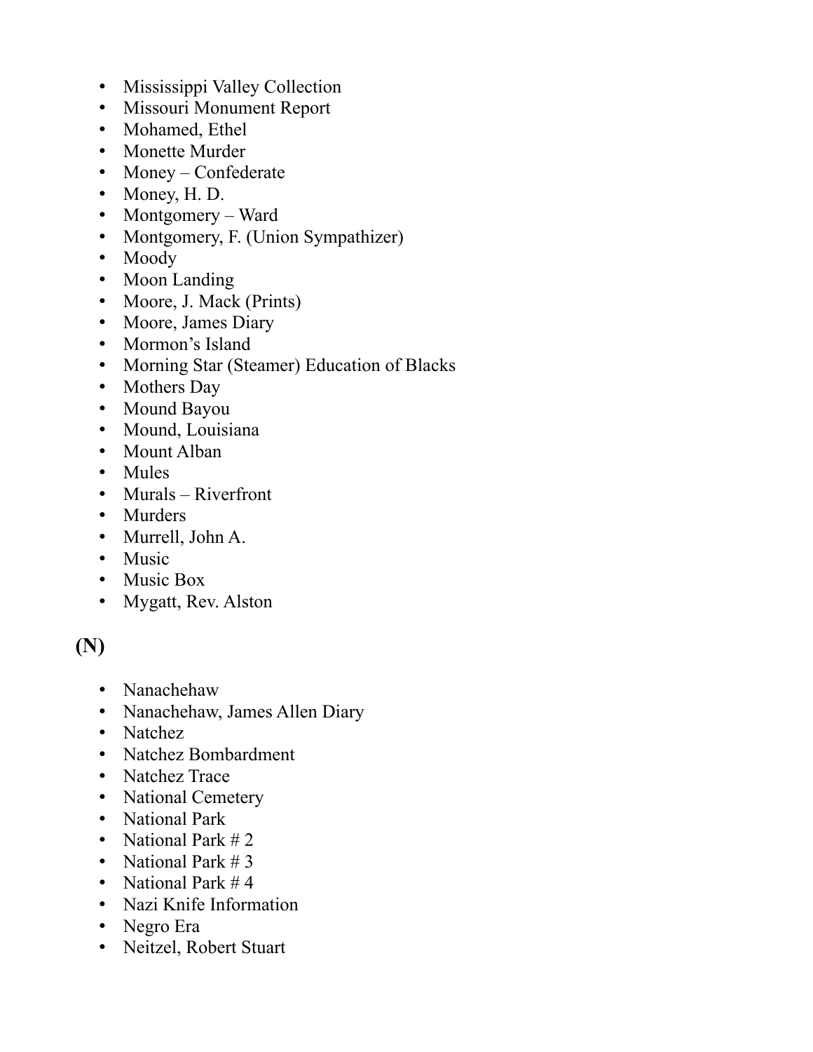- Mississippi Valley Collection
- Missouri Monument Report
- Mohamed, Ethel
- Monette Murder
- Money – Confederate
- Money, H. D.
- Montgomery – Ward
- Montgomery, F. (Union Sympathizer)
- Moody
- Moon Landing
- Moore, J. Mack (Prints)
- Moore, James Diary
- Mormon's Island
- Morning Star (Steamer) Education of Blacks
- Mothers Day
- Mound Bayou
- Mound, Louisiana
- Mount Alban
- Mules
- Murals – Riverfront
- Murders
- Murrell, John A.
- Music
- Music Box
- Mygatt, Rev. Alston

## (N)

- Nanachehaw
- Nanachehaw, James Allen Diary
- Natchez
- Natchez Bombardment
- Natchez Trace
- National Cemetery
- National Park
- National Park # 2
- National Park # 3
- National Park # 4
- Nazi Knife Information
- Negro Era
- Neitzel, Robert Stuart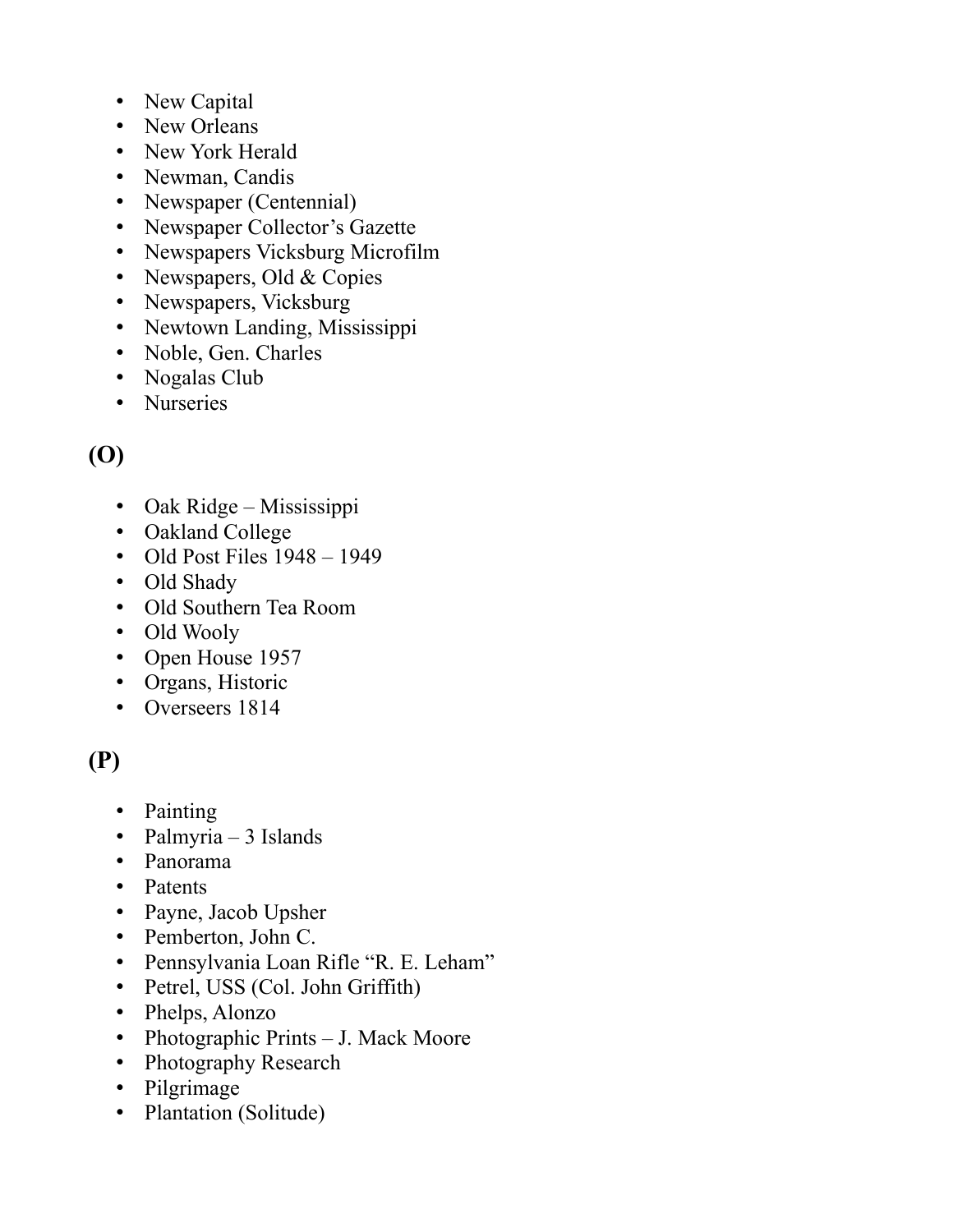- New Capital
- New Orleans
- New York Herald
- Newman, Candis
- Newspaper (Centennial)
- Newspaper Collector's Gazette
- Newspapers Vicksburg Microfilm
- Newspapers, Old & Copies
- Newspapers, Vicksburg
- Newtown Landing, Mississippi
- Noble, Gen. Charles
- Nogalas Club
- Nurseries

## (O)

- Oak Ridge – Mississippi
- Oakland College
- Old Post Files 1948 – 1949
- Old Shady
- Old Southern Tea Room
- Old Wooly
- Open House 1957
- Organs, Historic
- Overseers 1814

## (P)

- Painting
- Palmyria – 3 Islands
- Panorama
- Patents
- Payne, Jacob Upsher
- Pemberton, John C.
- Pennsylvania Loan Rifle "R. E. Leham"
- Petrel, USS (Col. John Griffith)
- Phelps, Alonzo
- Photographic Prints – J. Mack Moore
- Photography Research
- Pilgrimage
- Plantation (Solitude)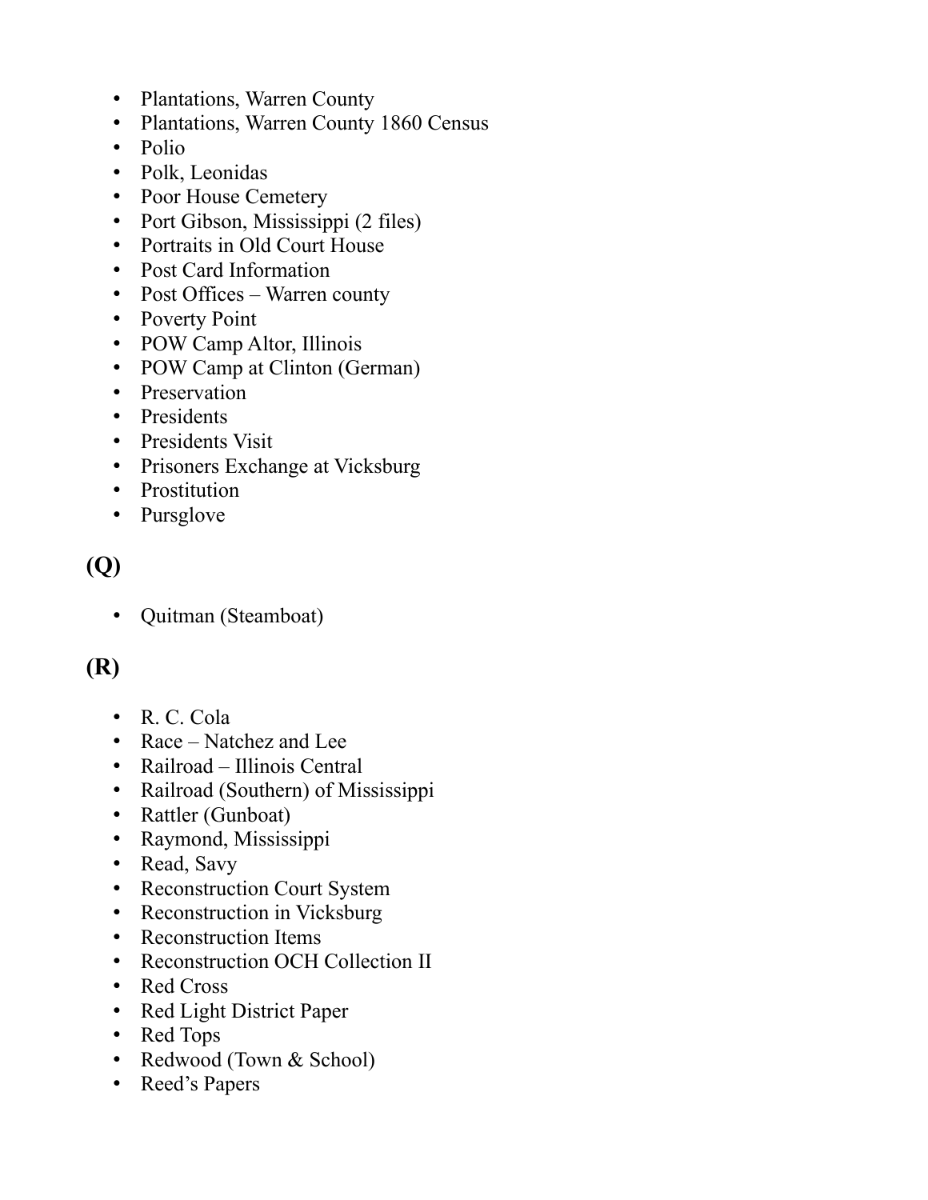- Plantations, Warren County
- Plantations, Warren County 1860 Census
- Polio
- Polk, Leonidas
- Poor House Cemetery
- Port Gibson, Mississippi (2 files)
- Portraits in Old Court House
- Post Card Information
- Post Offices – Warren county
- Poverty Point
- POW Camp Altor, Illinois
- POW Camp at Clinton (German)
- Preservation
- Presidents
- Presidents Visit
- Prisoners Exchange at Vicksburg
- Prostitution
- Pursglove

## (Q)

- Quitman (Steamboat)

## (R)

- R. C. Cola
- Race – Natchez and Lee
- Railroad – Illinois Central
- Railroad (Southern) of Mississippi
- Rattler (Gunboat)
- Raymond, Mississippi
- Read, Savy
- Reconstruction Court System
- Reconstruction in Vicksburg
- Reconstruction Items
- Reconstruction OCH Collection II
- Red Cross
- Red Light District Paper
- Red Tops
- Redwood (Town & School)
- Reed's Papers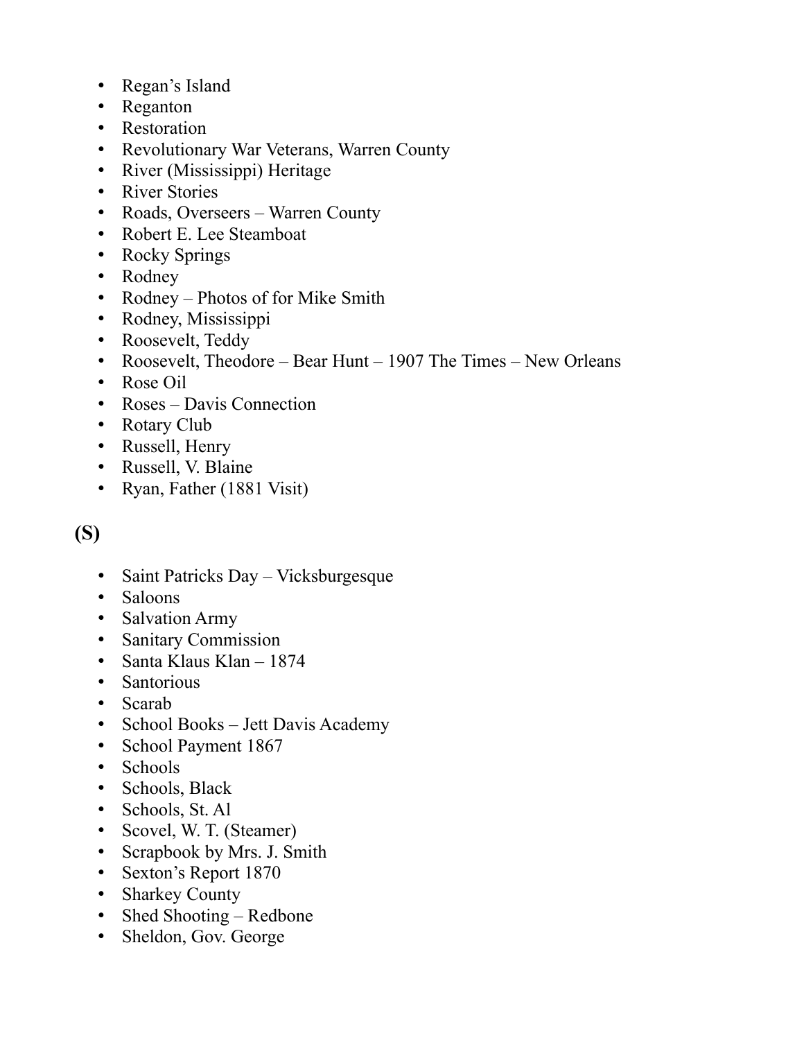- Regan's Island
- Reganton
- Restoration
- Revolutionary War Veterans, Warren County
- River (Mississippi) Heritage
- River Stories
- Roads, Overseers – Warren County
- Robert E. Lee Steamboat
- Rocky Springs
- Rodney
- Rodney – Photos of for Mike Smith
- Rodney, Mississippi
- Roosevelt, Teddy
- Roosevelt, Theodore – Bear Hunt – 1907 The Times – New Orleans
- Rose Oil
- Roses – Davis Connection
- Rotary Club
- Russell, Henry
- Russell, V. Blaine
- Ryan, Father (1881 Visit)

## (S)

- Saint Patricks Day – Vicksburgesque
- Saloons
- Salvation Army
- Sanitary Commission
- Santa Klaus Klan – 1874
- Santorious
- Scarab
- School Books – Jett Davis Academy
- School Payment 1867
- Schools
- Schools, Black
- Schools, St. Al
- Scovel, W. T. (Steamer)
- Scrapbook by Mrs. J. Smith
- Sexton's Report 1870
- Sharkey County
- Shed Shooting – Redbone
- Sheldon, Gov. George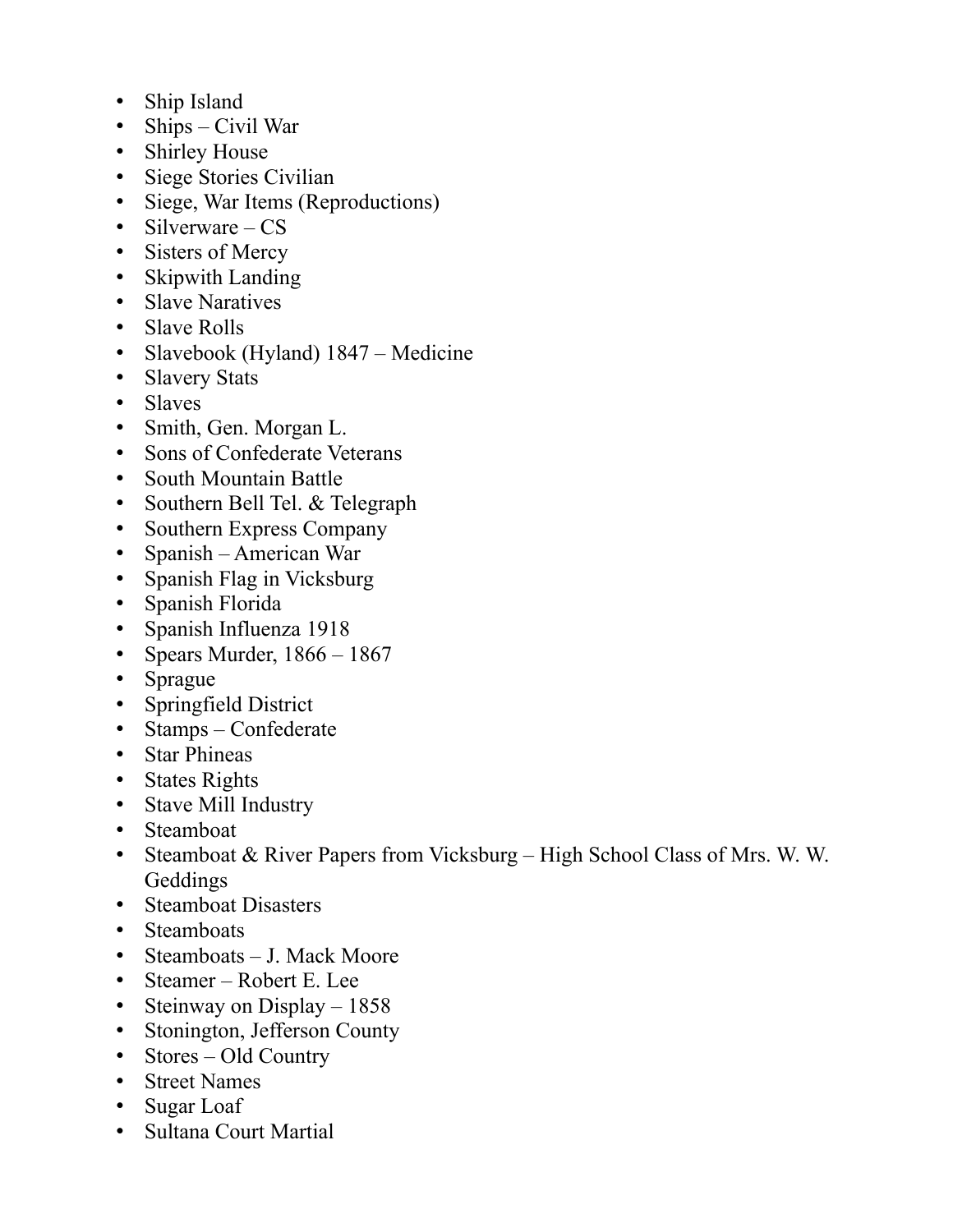- Ship Island
- Ships – Civil War
- Shirley House
- Siege Stories Civilian
- Siege, War Items (Reproductions)
- Silverware – CS
- Sisters of Mercy
- Skipwith Landing
- Slave Naratives
- Slave Rolls
- Slavebook (Hyland) 1847 – Medicine
- Slavery Stats
- Slaves
- Smith, Gen. Morgan L.
- Sons of Confederate Veterans
- South Mountain Battle
- Southern Bell Tel. & Telegraph
- Southern Express Company
- Spanish – American War
- Spanish Flag in Vicksburg
- Spanish Florida
- Spanish Influenza 1918
- Spears Murder, 1866 – 1867
- Sprague
- Springfield District
- Stamps – Confederate
- Star Phineas
- States Rights
- Stave Mill Industry
- Steamboat
- Steamboat & River Papers from Vicksburg – High School Class of Mrs. W. W. Geddings
- Steamboat Disasters
- Steamboats
- Steamboats – J. Mack Moore
- Steamer – Robert E. Lee
- Steinway on Display – 1858
- Stonington, Jefferson County
- Stores – Old Country
- Street Names
- Sugar Loaf
- Sultana Court Martial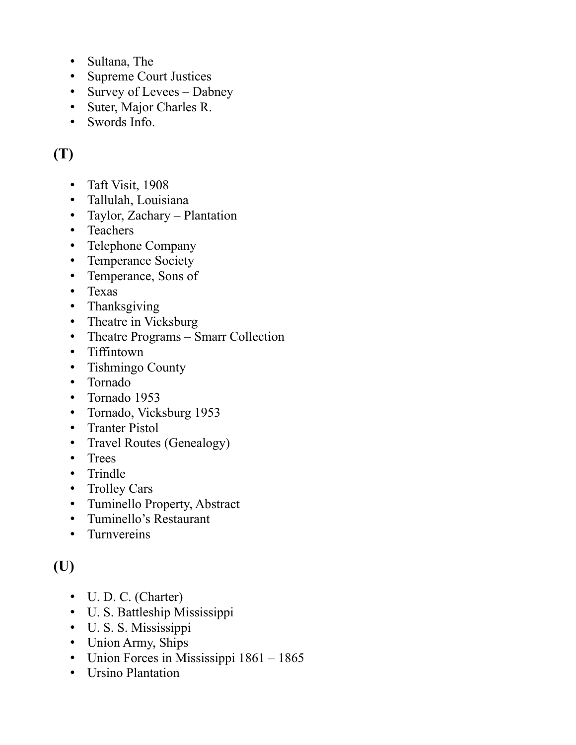- Sultana, The
- Supreme Court Justices
- Survey of Levees – Dabney
- Suter, Major Charles R.
- Swords Info.

## (T)

- Taft Visit, 1908
- Tallulah, Louisiana
- Taylor, Zachary – Plantation
- Teachers
- Telephone Company
- Temperance Society
- Temperance, Sons of
- Texas
- Thanksgiving
- Theatre in Vicksburg
- Theatre Programs – Smarr Collection
- Tiffintown
- Tishmingo County
- Tornado
- Tornado 1953
- Tornado, Vicksburg 1953
- Tranter Pistol
- Travel Routes (Genealogy)
- Trees
- Trindle
- Trolley Cars
- Tuminello Property, Abstract
- Tuminello's Restaurant
- Turnvereins

## (U)

- U. D. C. (Charter)
- U. S. Battleship Mississippi
- U. S. S. Mississippi
- Union Army, Ships
- Union Forces in Mississippi 1861 – 1865
- Ursino Plantation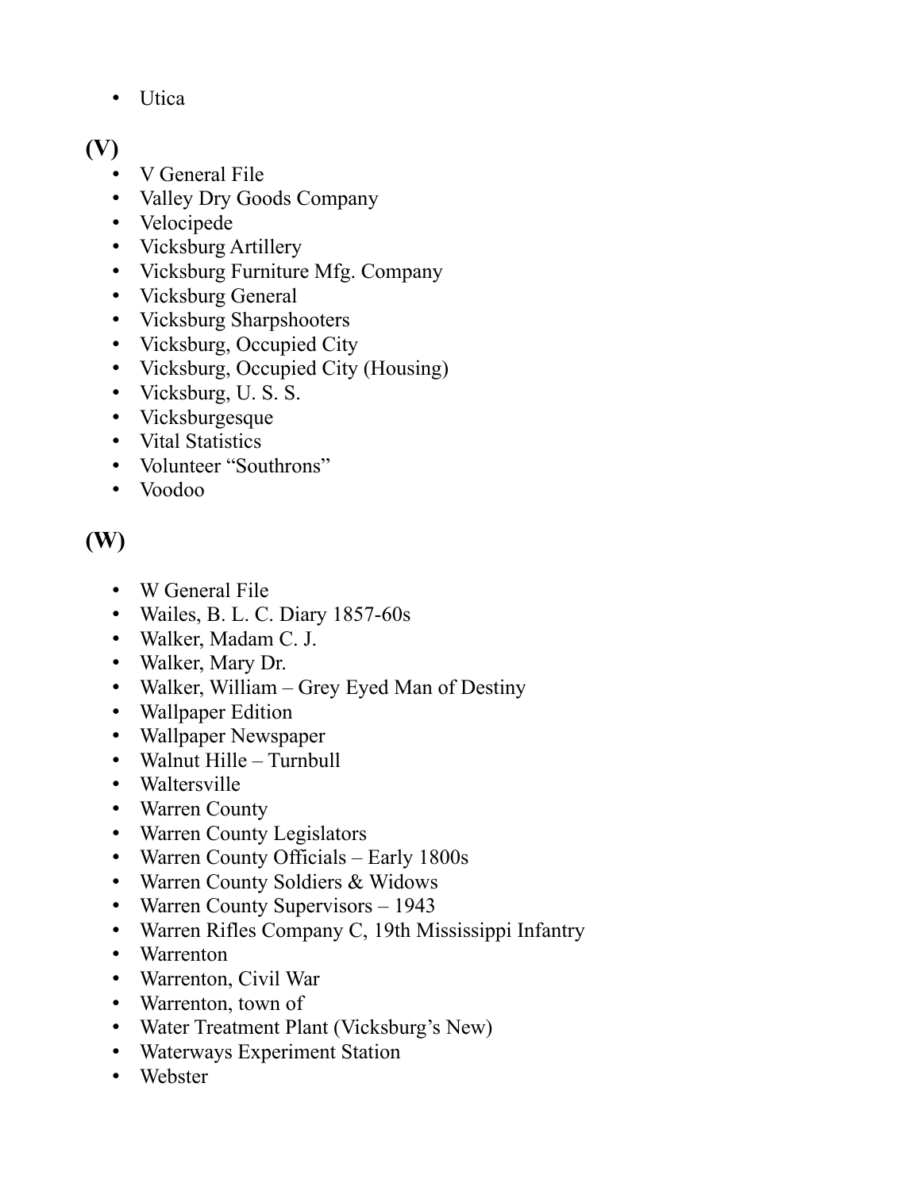- Utica

## (V)

- V General File
- Valley Dry Goods Company
- Velocipede
- Vicksburg Artillery
- Vicksburg Furniture Mfg. Company
- Vicksburg General
- Vicksburg Sharpshooters
- Vicksburg, Occupied City
- Vicksburg, Occupied City (Housing)
- Vicksburg, U. S. S.
- Vicksburgesque
- Vital Statistics
- Volunteer "Southrons"
- Voodoo

## (W)

- W General File
- Wailes, B. L. C. Diary 1857-60s
- Walker, Madam C. J.
- Walker, Mary Dr.
- Walker, William – Grey Eyed Man of Destiny
- Wallpaper Edition
- Wallpaper Newspaper
- Walnut Hille – Turnbull
- Waltersville
- Warren County
- Warren County Legislators
- Warren County Officials – Early 1800s
- Warren County Soldiers & Widows
- Warren County Supervisors – 1943
- Warren Rifles Company C, 19th Mississippi Infantry
- Warrenton
- Warrenton, Civil War
- Warrenton, town of
- Water Treatment Plant (Vicksburg's New)
- Waterways Experiment Station
- Webster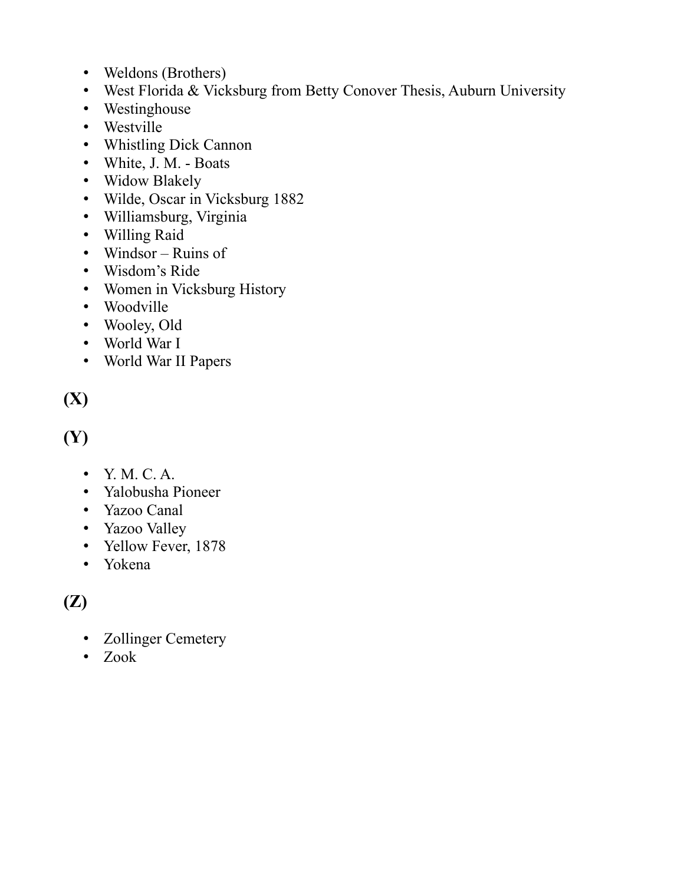- Weldons (Brothers)
- West Florida & Vicksburg from Betty Conover Thesis, Auburn University
- Westinghouse
- Westville
- Whistling Dick Cannon
- White, J. M. - Boats
- Widow Blakely
- Wilde, Oscar in Vicksburg 1882
- Williamsburg, Virginia
- Willing Raid
- Windsor – Ruins of
- Wisdom's Ride
- Women in Vicksburg History
- Woodville
- Wooley, Old
- World War I
- World War II Papers

## (X)

## (Y)

- Y. M. C. A.
- Yalobusha Pioneer
- Yazoo Canal
- Yazoo Valley
- Yellow Fever, 1878
- Yokena

## (Z)

- Zollinger Cemetery
- Zook